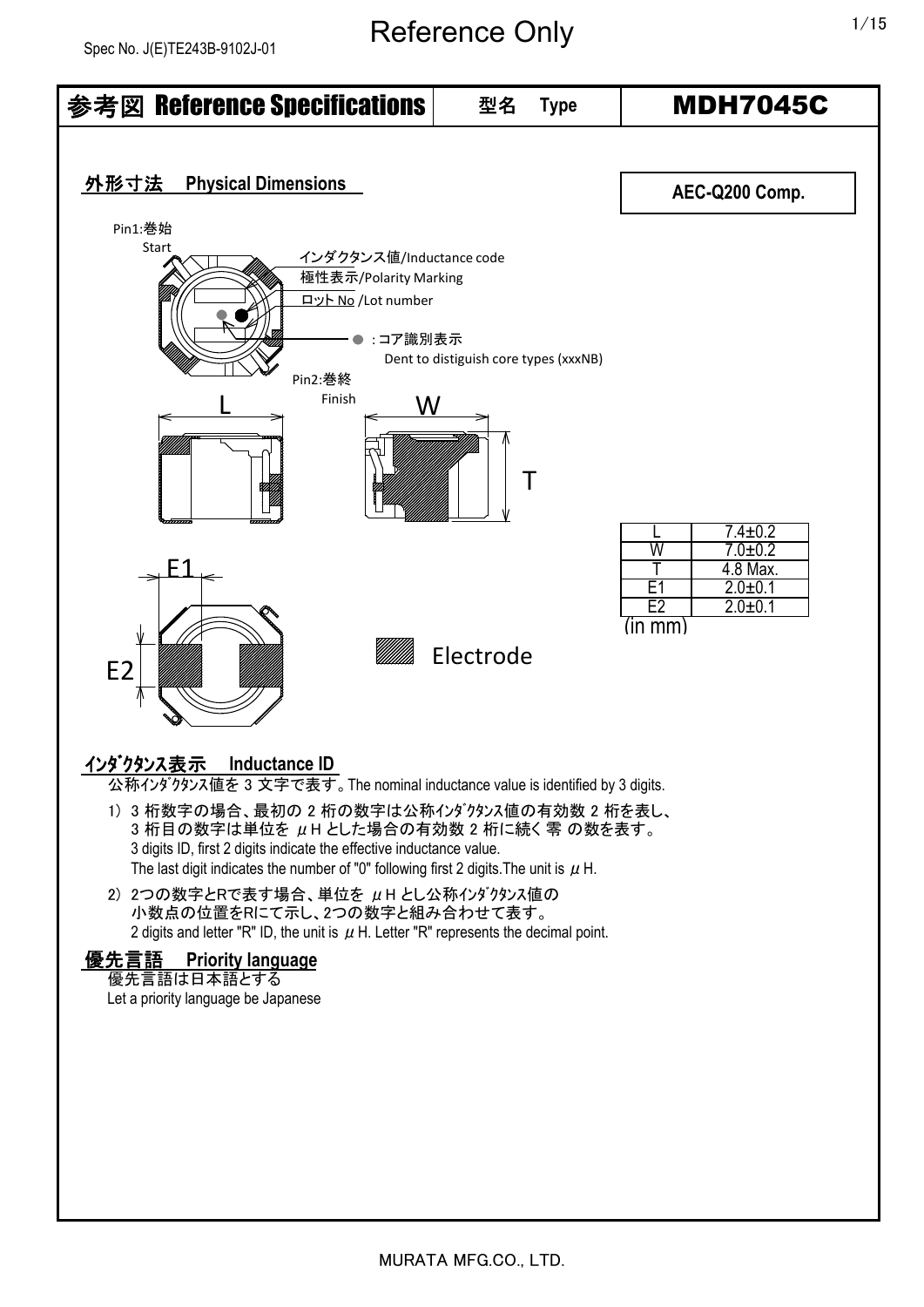Spec No. J(E)TE243B-9102J-01

# Reference Only

| 参考図 Reference Specifications | 型名 Type | MDH7045C |
|---|---|---|

## 外形寸法 Physical Dimensions

**AEC-Q200 Comp.**

Pin1:巻始 Start

インダクタンス値/Inductance code

極性表示/Polarity Marking

ロット No /Lot number

● :コア識別表示 Dent to distiguish core types (xxxNB)

Pin2:巻終 Finish

L W T

E1 E2

Electrode

| | |
|---|---|
| L | 7.4±0.2 |
| W | 7.0±0.2 |
| T | 4.8 Max. |
| E1 | 2.0±0.1 |
| E2 | 2.0±0.1 |

(in mm)

## ｲﾝﾀﾞｸﾀﾝｽ表示 Inductance ID

公称ｲﾝﾀﾞｸﾀﾝｽ値を 3 文字で表す。The nominal inductance value is identified by 3 digits.

1) 3 桁数字の場合、最初の 2 桁の数字は公称ｲﾝﾀﾞｸﾀﾝｽ値の有効数 2 桁を表し、3 桁目の数字は単位を μH とした場合の有効数 2 桁に続く 零 の数を表す。
   3 digits ID, first 2 digits indicate the effective inductance value.
   The last digit indicates the number of "0" following first 2 digits.The unit is μH.

2) 2つの数字とRで表す場合、単位を μH とし公称ｲﾝﾀﾞｸﾀﾝｽ値の小数点の位置をRにて示し、2つの数字と組み合わせて表す。
   2 digits and letter "R" ID, the unit is μH. Letter "R" represents the decimal point.

## 優先言語 Priority language

優先言語は日本語とする

Let a priority language be Japanese

MURATA MFG.CO., LTD.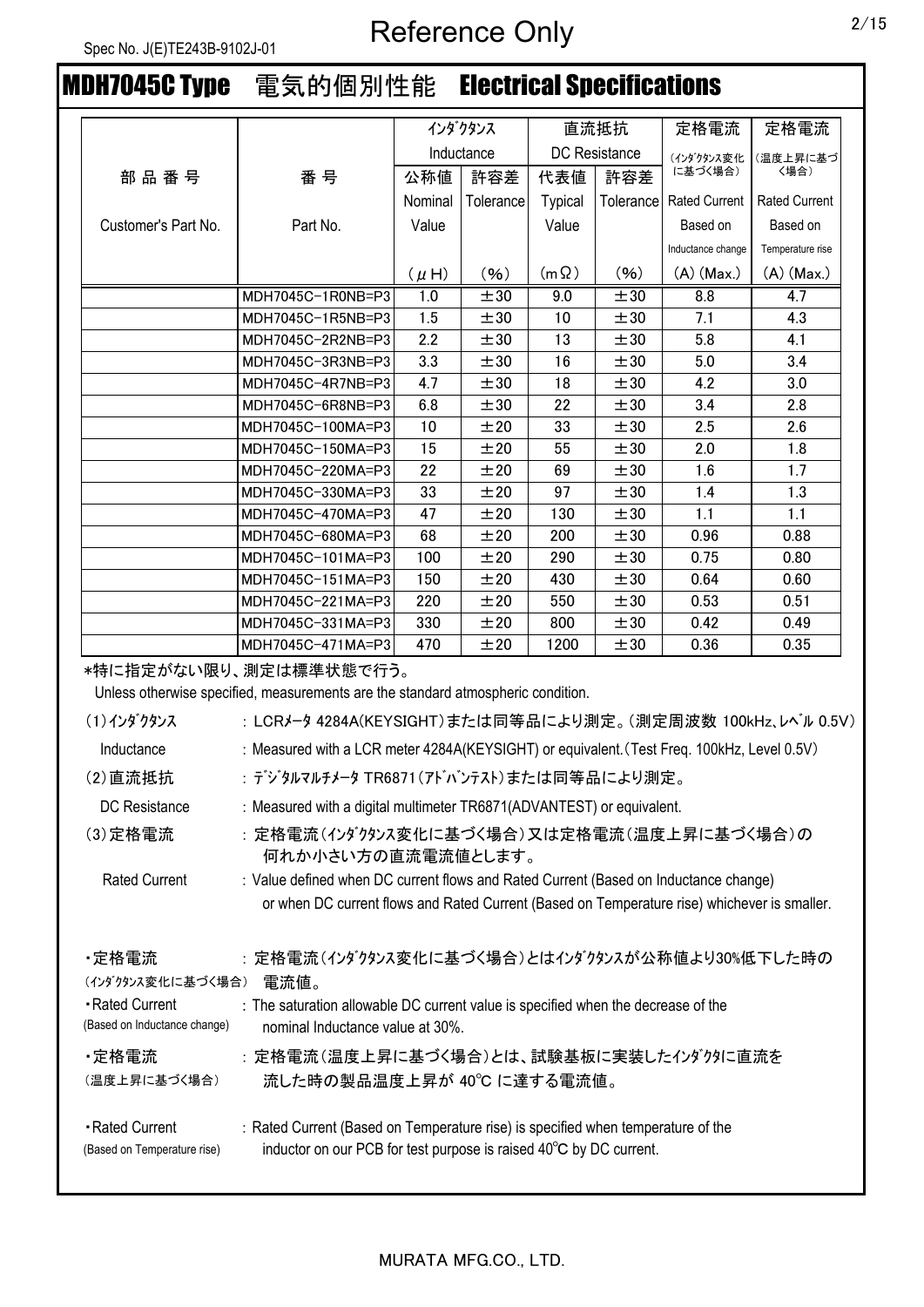Spec No. J(E)TE243B-9102J-01

Reference Only

# MDH7045C Type　電気的個別性能　Electrical Specifications

| 部 品 番 号 Customer's Part No. | 番 号 Part No. | インダクタンス Inductance 公称値 Nominal Value (μH) | インダクタンス Inductance 許容差 Tolerance (%) | 直流抵抗 DC Resistance 代表値 Typical Value (mΩ) | 直流抵抗 DC Resistance 許容差 Tolerance (%) | 定格電流 (インダクタンス変化に基づく場合) Rated Current Based on Inductance change (A) (Max.) | 定格電流 (温度上昇に基づく場合) Rated Current Based on Temperature rise (A) (Max.) |
|---|---|---|---|---|---|---|---|
| | MDH7045C-1R0NB=P3 | 1.0 | ±30 | 9.0 | ±30 | 8.8 | 4.7 |
| | MDH7045C-1R5NB=P3 | 1.5 | ±30 | 10 | ±30 | 7.1 | 4.3 |
| | MDH7045C-2R2NB=P3 | 2.2 | ±30 | 13 | ±30 | 5.8 | 4.1 |
| | MDH7045C-3R3NB=P3 | 3.3 | ±30 | 16 | ±30 | 5.0 | 3.4 |
| | MDH7045C-4R7NB=P3 | 4.7 | ±30 | 18 | ±30 | 4.2 | 3.0 |
| | MDH7045C-6R8NB=P3 | 6.8 | ±30 | 22 | ±30 | 3.4 | 2.8 |
| | MDH7045C-100MA=P3 | 10 | ±20 | 33 | ±30 | 2.5 | 2.6 |
| | MDH7045C-150MA=P3 | 15 | ±20 | 55 | ±30 | 2.0 | 1.8 |
| | MDH7045C-220MA=P3 | 22 | ±20 | 69 | ±30 | 1.6 | 1.7 |
| | MDH7045C-330MA=P3 | 33 | ±20 | 97 | ±30 | 1.4 | 1.3 |
| | MDH7045C-470MA=P3 | 47 | ±20 | 130 | ±30 | 1.1 | 1.1 |
| | MDH7045C-680MA=P3 | 68 | ±20 | 200 | ±30 | 0.96 | 0.88 |
| | MDH7045C-101MA=P3 | 100 | ±20 | 290 | ±30 | 0.75 | 0.80 |
| | MDH7045C-151MA=P3 | 150 | ±20 | 430 | ±30 | 0.64 | 0.60 |
| | MDH7045C-221MA=P3 | 220 | ±20 | 550 | ±30 | 0.53 | 0.51 |
| | MDH7045C-331MA=P3 | 330 | ±20 | 800 | ±30 | 0.42 | 0.49 |
| | MDH7045C-471MA=P3 | 470 | ±20 | 1200 | ±30 | 0.36 | 0.35 |

*特に指定がない限り、測定は標準状態で行う。
Unless otherwise specified, measurements are the standard atmospheric condition.

(1)インダクタンス　: LCRメータ 4284A(KEYSIGHT)または同等品により測定。(測定周波数 100kHz、レベル 0.5V)
Inductance　: Measured with a LCR meter 4284A(KEYSIGHT) or equivalent.(Test Freq. 100kHz, Level 0.5V)

(2)直流抵抗　: デジタルマルチメータ TR6871(アドバンテスト)または同等品により測定。
DC Resistance　: Measured with a digital multimeter TR6871(ADVANTEST) or equivalent.

(3)定格電流　: 定格電流(インダクタンス変化に基づく場合)又は定格電流(温度上昇に基づく場合)の何れか小さい方の直流電流値とします。
Rated Current　: Value defined when DC current flows and Rated Current (Based on Inductance change) or when DC current flows and Rated Current (Based on Temperature rise) whichever is smaller.

・定格電流(インダクタンス変化に基づく場合)　: 定格電流(インダクタンス変化に基づく場合)とはインダクタンスが公称値より30%低下した時の電流値。
・Rated Current (Based on Inductance change)　: The saturation allowable DC current value is specified when the decrease of the nominal Inductance value at 30%.

・定格電流(温度上昇に基づく場合)　: 定格電流(温度上昇に基づく場合)とは、試験基板に実装したインダクタに直流を流した時の製品温度上昇が 40℃ に達する電流値。

・Rated Current (Based on Temperature rise)　: Rated Current (Based on Temperature rise) is specified when temperature of the inductor on our PCB for test purpose is raised 40℃ by DC current.

MURATA MFG.CO., LTD.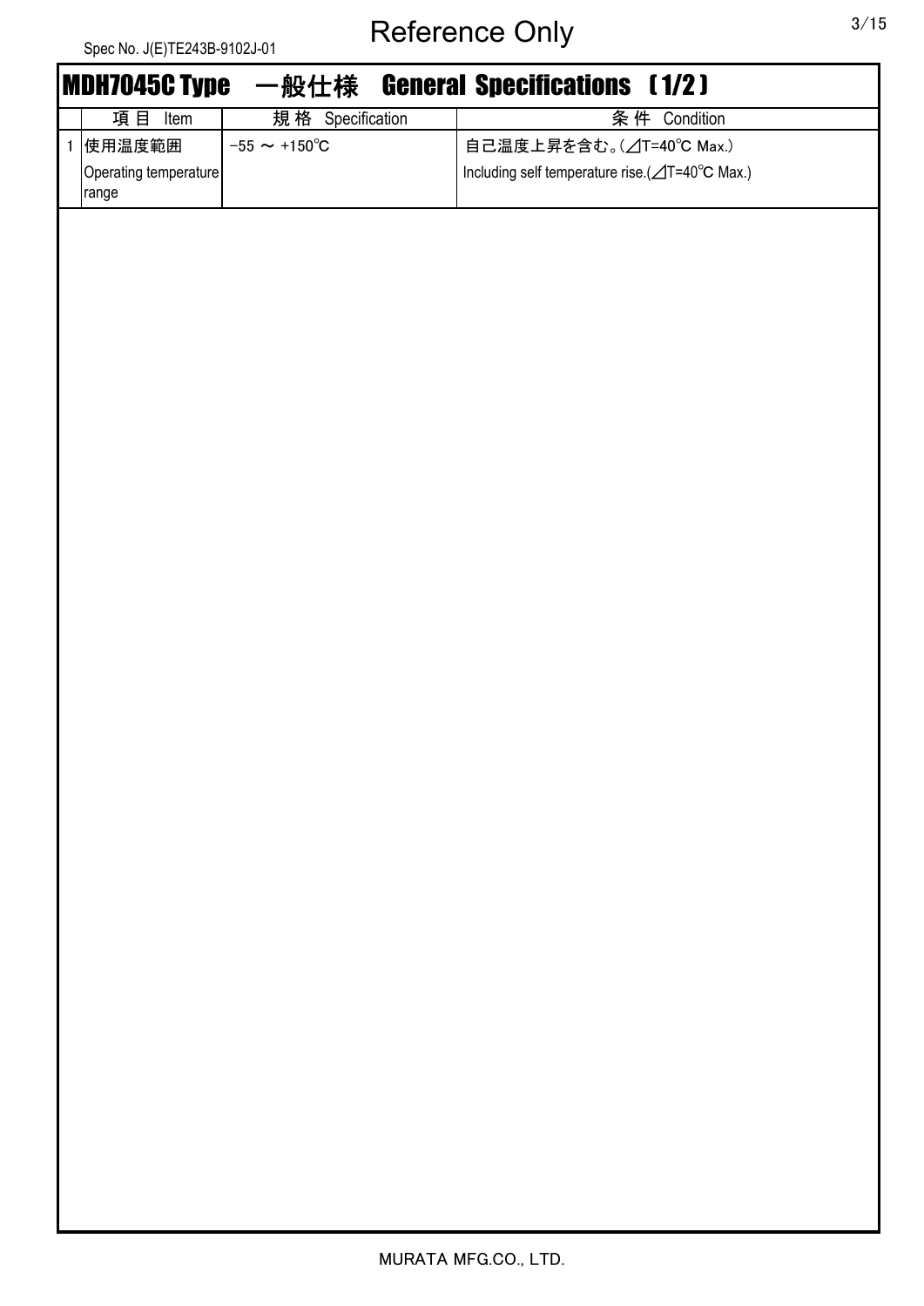## MDH7045C Type　一般仕様　General Specifications 〔1/2〕

| | 項目 Item | 規格 Specification | 条件 Condition |
|---|---|---|---|
| 1 | 使用温度範囲<br>Operating temperature range | −55 ～ +150℃ | 自己温度上昇を含む。(⊿T=40℃ Max.)<br>Including self temperature rise.(⊿T=40℃ Max.) |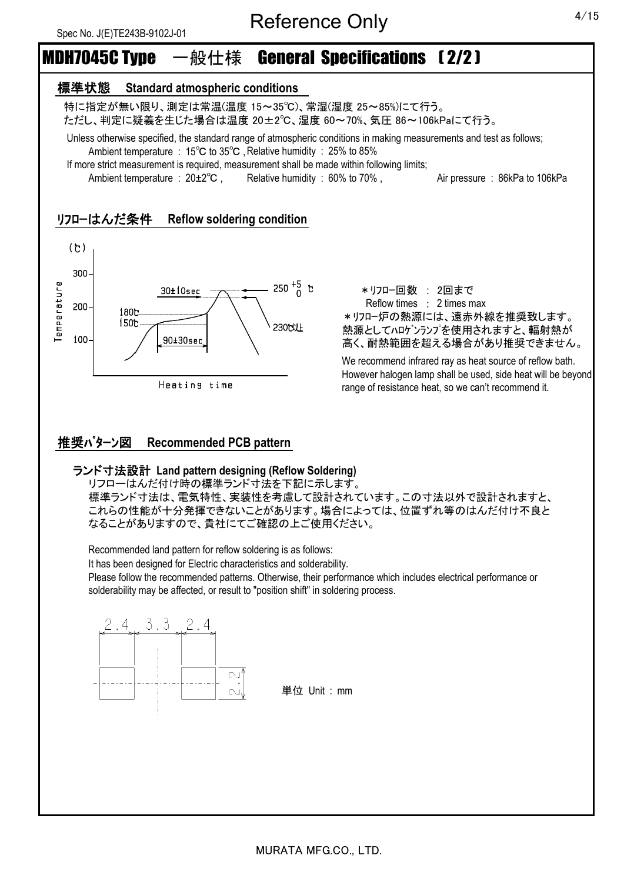Spec No. J(E)TE243B-9102J-01

# Reference Only

## MDH7045C Type 一般仕様 General Specifications [2/2]

### 標準状態 Standard atmospheric conditions

特に指定が無い限り、測定は常温(温度 15～35℃)、常湿(湿度 25～85%)にて行う。
ただし、判定に疑義を生じた場合は温度 20±2℃、湿度 60～70%、気圧 86～106kPaにて行う。

Unless otherwise specified, the standard range of atmospheric conditions in making measurements and test as follows;
Ambient temperature : 15℃ to 35℃ , Relative humidity : 25% to 85%
If more strict measurement is required, measurement shall be made within following limits;
Ambient temperature : 20±2℃ , Relative humidity : 60% to 70% , Air pressure : 86kPa to 106kPa

### ﾘﾌﾛｰはんだ条件 Reflow soldering condition

(℃)
Temperature: 300, 200, 100
30±10sec — $250^{+5}_{0}$ ℃
180℃, 150℃ — 90±30sec
230℃以上
Heating time

＊ﾘﾌﾛｰ回数 : 2回まで
Reflow times : 2 times max
＊ﾘﾌﾛｰ炉の熱源には、遠赤外線を推奨致します。
熱源としてﾊﾛｹﾞﾝﾗﾝﾌﾟを使用されますと、輻射熱が高く、耐熱範囲を超える場合があり推奨できません。

We recommend infrared ray as heat source of reflow bath.
However halogen lamp shall be used, side heat will be beyond range of resistance heat, so we can't recommend it.

### 推奨ﾊﾟﾀｰﾝ図 Recommended PCB pattern

#### ランド寸法設計 Land pattern designing (Reflow Soldering)

リフローはんだ付け時の標準ランド寸法を下記に示します。
標準ランド寸法は、電気特性、実装性を考慮して設計されています。この寸法以外で設計されますと、これらの性能が十分発揮できないことがあります。場合によっては、位置ずれ等のはんだ付け不良となることがありますので、貴社にてご確認の上ご使用ください。

Recommended land pattern for reflow soldering is as follows:
It has been designed for Electric characteristics and solderability.
Please follow the recommended patterns. Otherwise, their performance which includes electrical performance or solderability may be affected, or result to "position shift" in soldering process.

2.4 3.3 2.4
2.2

単位 Unit : mm

MURATA MFG.CO., LTD.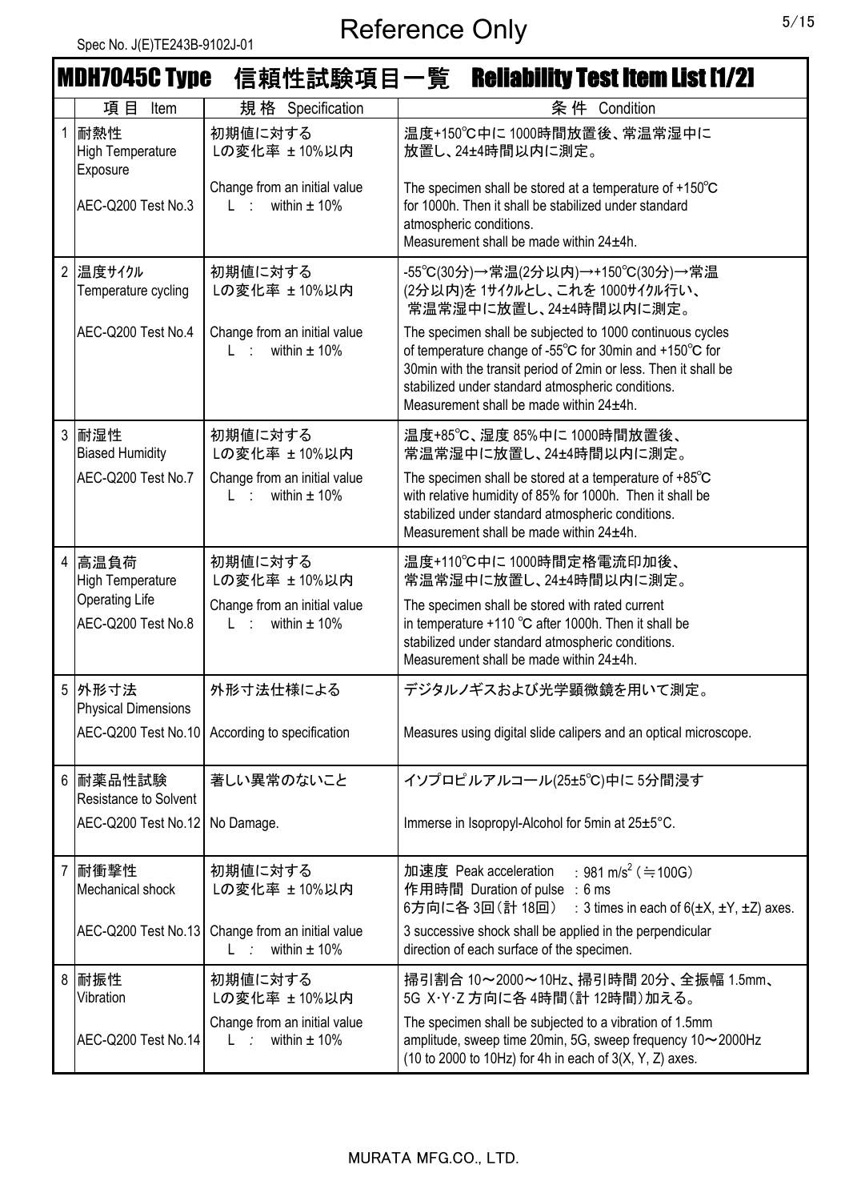Spec No. J(E)TE243B-9102J-01

Reference Only

## MDH7045C Type 信頼性試験項目一覧 Reliability Test Item List [1/2]

| | 項 目 Item | 規 格 Specification | 条 件 Condition |
|---|---|---|---|
| 1 | 耐熱性<br>High Temperature Exposure<br><br>AEC-Q200 Test No.3 | 初期値に対する<br>Lの変化率 ±10%以内<br><br>Change from an initial value<br>L : within ± 10% | 温度+150℃中に 1000時間放置後、常温常湿中に放置し、24±4時間以内に測定。<br><br>The specimen shall be stored at a temperature of +150℃ for 1000h. Then it shall be stabilized under standard atmospheric conditions.<br>Measurement shall be made within 24±4h. |
| 2 | 温度ｻｲｸﾙ<br>Temperature cycling<br><br>AEC-Q200 Test No.4 | 初期値に対する<br>Lの変化率 ±10%以内<br><br>Change from an initial value<br>L : within ± 10% | -55℃(30分)→常温(2分以内)→+150℃(30分)→常温(2分以内)を 1ｻｲｸﾙとし、これを 1000ｻｲｸﾙ行い、常温常湿中に放置し、24±4時間以内に測定。<br><br>The specimen shall be subjected to 1000 continuous cycles of temperature change of -55℃ for 30min and +150℃ for 30min with the transit period of 2min or less. Then it shall be stabilized under standard atmospheric conditions.<br>Measurement shall be made within 24±4h. |
| 3 | 耐湿性<br>Biased Humidity<br><br>AEC-Q200 Test No.7 | 初期値に対する<br>Lの変化率 ±10%以内<br><br>Change from an initial value<br>L : within ± 10% | 温度+85℃、湿度 85%中に 1000時間放置後、常温常湿中に放置し、24±4時間以内に測定。<br><br>The specimen shall be stored at a temperature of +85℃ with relative humidity of 85% for 1000h. Then it shall be stabilized under standard atmospheric conditions.<br>Measurement shall be made within 24±4h. |
| 4 | 高温負荷<br>High Temperature Operating Life<br><br>AEC-Q200 Test No.8 | 初期値に対する<br>Lの変化率 ±10%以内<br><br>Change from an initial value<br>L : within ± 10% | 温度+110℃中に 1000時間定格電流印加後、常温常湿中に放置し、24±4時間以内に測定。<br><br>The specimen shall be stored with rated current in temperature +110 ℃ after 1000h. Then it shall be stabilized under standard atmospheric conditions.<br>Measurement shall be made within 24±4h. |
| 5 | 外形寸法<br>Physical Dimensions<br><br>AEC-Q200 Test No.10 | 外形寸法仕様による<br><br>According to specification | デジタルノギスおよび光学顕微鏡を用いて測定。<br><br>Measures using digital slide calipers and an optical microscope. |
| 6 | 耐薬品性試験<br>Resistance to Solvent<br><br>AEC-Q200 Test No.12 | 著しい異常のないこと<br><br>No Damage. | イソプロピルアルコール(25±5℃)中に 5分間浸す<br><br>Immerse in Isopropyl-Alcohol for 5min at 25±5°C. |
| 7 | 耐衝撃性<br>Mechanical shock<br><br>AEC-Q200 Test No.13 | 初期値に対する<br>Lの変化率 ±10%以内<br><br>Change from an initial value<br>L : within ± 10% | 加速度 Peak acceleration : 981 $m/s^2$ (≒100G)<br>作用時間 Duration of pulse : 6 ms<br>6方向に各 3回(計 18回) : 3 times in each of 6(±X, ±Y, ±Z) axes.<br><br>3 successive shock shall be applied in the perpendicular direction of each surface of the specimen. |
| 8 | 耐振性<br>Vibration<br><br>AEC-Q200 Test No.14 | 初期値に対する<br>Lの変化率 ±10%以内<br><br>Change from an initial value<br>L : within ± 10% | 掃引割合 10～2000～10Hz、掃引時間 20分、全振幅 1.5mm、5G X･Y･Z 方向に各 4時間(計 12時間)加える。<br><br>The specimen shall be subjected to a vibration of 1.5mm amplitude, sweep time 20min, 5G, sweep frequency 10～2000Hz (10 to 2000 to 10Hz) for 4h in each of 3(X, Y, Z) axes. |

MURATA MFG.CO., LTD.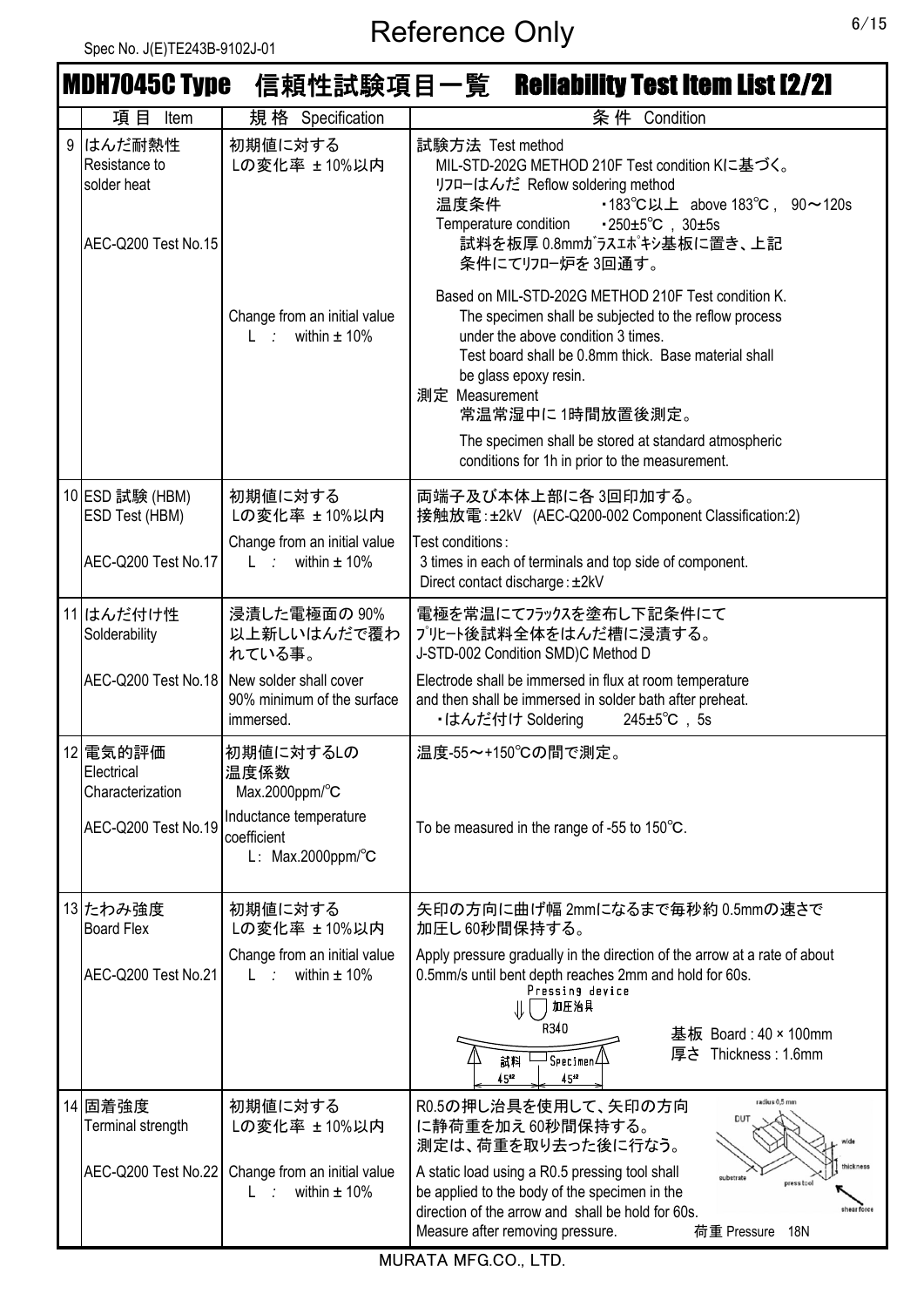Spec No. J(E)TE243B-9102J-01

Reference Only

## MDH7045C Type　信頼性試験項目一覧　Reliability Test Item List [2/2]

| | 項目 Item | 規格 Specification | 条件 Condition |
|---|---|---|---|
| 9 | はんだ耐熱性<br>Resistance to solder heat<br><br>AEC-Q200 Test No.15 | 初期値に対する<br>Lの変化率 ±10%以内<br><br>Change from an initial value<br>L : within ± 10% | 試験方法 Test method<br>MIL-STD-202G METHOD 210F Test condition Kに基づく。<br>ﾘﾌﾛｰはんだ Reflow soldering method<br>温度条件 Temperature condition ・183℃以上 above 183℃， 90～120s ・250±5℃，30±5s<br>試料を板厚0.8mmｶﾞﾗｽｴﾎﾟｷｼ基板に置き、上記条件にてﾘﾌﾛｰ炉を3回通す。<br><br>Based on MIL-STD-202G METHOD 210F Test condition K.<br>The specimen shall be subjected to the reflow process under the above condition 3 times.<br>Test board shall be 0.8mm thick. Base material shall be glass epoxy resin.<br>測定 Measurement<br>常温常湿中に1時間放置後測定。<br><br>The specimen shall be stored at standard atmospheric conditions for 1h in prior to the measurement. |
| 10 | ESD 試験 (HBM)<br>ESD Test (HBM)<br><br>AEC-Q200 Test No.17 | 初期値に対する<br>Lの変化率 ±10%以内<br><br>Change from an initial value<br>L : within ± 10% | 両端子及び本体上部に各3回印加する。<br>接触放電：±2kV (AEC-Q200-002 Component Classification:2)<br><br>Test conditions :<br>3 times in each of terminals and top side of component.<br>Direct contact discharge : ±2kV |
| 11 | はんだ付け性<br>Solderability<br><br>AEC-Q200 Test No.18 | 浸漬した電極面の90%以上新しいはんだで覆われている事。<br><br>New solder shall cover 90% minimum of the surface immersed. | 電極を常温にてﾌﾗｯｸｽを塗布し下記条件にてﾌﾟﾘﾋｰﾄ後試料全体をはんだ槽に浸漬する。<br>J-STD-002 Condition SMD)C Method D<br><br>Electrode shall be immersed in flux at room temperature and then shall be immersed in solder bath after preheat.<br>・はんだ付け Soldering 245±5℃，5s |
| 12 | 電気的評価<br>Electrical Characterization<br><br>AEC-Q200 Test No.19 | 初期値に対するLの温度係数<br>Max.2000ppm/℃<br><br>Inductance temperature coefficient<br>L : Max.2000ppm/℃ | 温度-55～+150℃の間で測定。<br><br>To be measured in the range of -55 to 150℃. |
| 13 | たわみ強度<br>Board Flex<br><br>AEC-Q200 Test No.21 | 初期値に対する<br>Lの変化率 ±10%以内<br><br>Change from an initial value<br>L : within ± 10% | 矢印の方向に曲げ幅2mmになるまで毎秒約0.5mmの速さで加圧し60秒間保持する。<br><br>Apply pressure gradually in the direction of the arrow at a rate of about 0.5mm/s until bent depth reaches 2mm and hold for 60s.<br>Pressing device 加圧治具 / R340 / 試料 Specimen / 45° 45°<br>基板 Board : 40 × 100mm<br>厚さ Thickness : 1.6mm |
| 14 | 固着強度<br>Terminal strength<br><br>AEC-Q200 Test No.22 | 初期値に対する<br>Lの変化率 ±10%以内<br><br>Change from an initial value<br>L : within ± 10% | R0.5の押し治具を使用して、矢印の方向に静荷重を加え60秒間保持する。<br>測定は、荷重を取り去った後に行なう。<br><br>A static load using a R0.5 pressing tool shall be applied to the body of the specimen in the direction of the arrow and shall be hold for 60s.<br>Measure after removing pressure.<br>荷重 Pressure 18N<br>(radius 0.5 mm / DUT / wide / thickness / substrate / press tool / shear force) |

MURATA MFG.CO., LTD.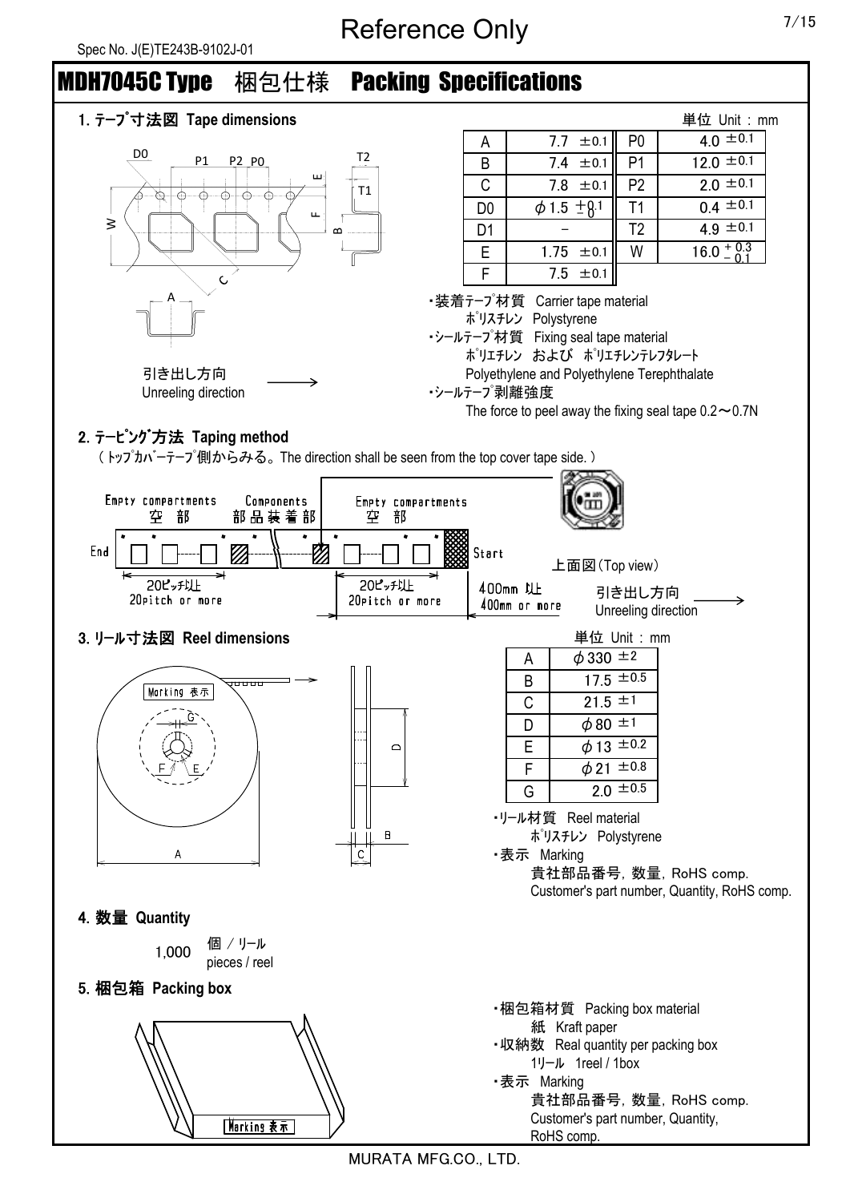Spec No. J(E)TE243B-9102J-01

Reference Only

# MDH7045C Type　梱包仕様　Packing Specifications

## 1. テープ寸法図 Tape dimensions

単位 Unit : mm

| | | | |
|---|---|---|---|
| A | 7.7 ±0.1 | P0 | 4.0 ±0.1 |
| B | 7.4 ±0.1 | P1 | 12.0 ±0.1 |
| C | 7.8 ±0.1 | P2 | 2.0 ±0.1 |
| D0 | φ1.5 $^{+0.1}_{-0}$ | T1 | 0.4 ±0.1 |
| D1 | − | T2 | 4.9 ±0.1 |
| E | 1.75 ±0.1 | W | 16.0 $^{+0.3}_{-0.1}$ |
| F | 7.5 ±0.1 | | |

引き出し方向
Unreeling direction

- 装着テープ材質　Carrier tape material
  ポリスチレン　Polystyrene
- シールテープ材質　Fixing seal tape material
  ポリエチレン　および　ポリエチレンテレフタレート
  Polyethylene and Polyethylene Terephthalate
- シールテープ剥離強度
  The force to peel away the fixing seal tape 0.2～0.7N

## 2. テーピング方法 Taping method

（トップカバーテープ側からみる。The direction shall be seen from the top cover tape side.）

Empty compartments 空部　Components 部品装着部　Empty compartments 空部

End　Start

20ピッチ以上 20pitch or more　20ピッチ以上 20pitch or more　400mm 以上 400mm or more

上面図（Top view）

引き出し方向 Unreeling direction

## 3. リール寸法図 Reel dimensions

Marking 表示

単位 Unit : mm

| | |
|---|---|
| A | φ330 ±2 |
| B | 17.5 ±0.5 |
| C | 21.5 ±1 |
| D | φ80 ±1 |
| E | φ13 ±0.2 |
| F | φ21 ±0.8 |
| G | 2.0 ±0.5 |

- リール材質　Reel material
  ポリスチレン　Polystyrene
- 表示　Marking
  貴社部品番号, 数量, RoHS comp.
  Customer's part number, Quantity, RoHS comp.

## 4. 数量 Quantity

1,000　個 / リール pieces / reel

## 5. 梱包箱 Packing box

Marking 表示

- 梱包箱材質　Packing box material
  紙　Kraft paper
- 収納数　Real quantity per packing box
  1リール　1reel / 1box
- 表示　Marking
  貴社部品番号, 数量, RoHS comp.
  Customer's part number, Quantity, RoHS comp.

MURATA MFG.CO., LTD.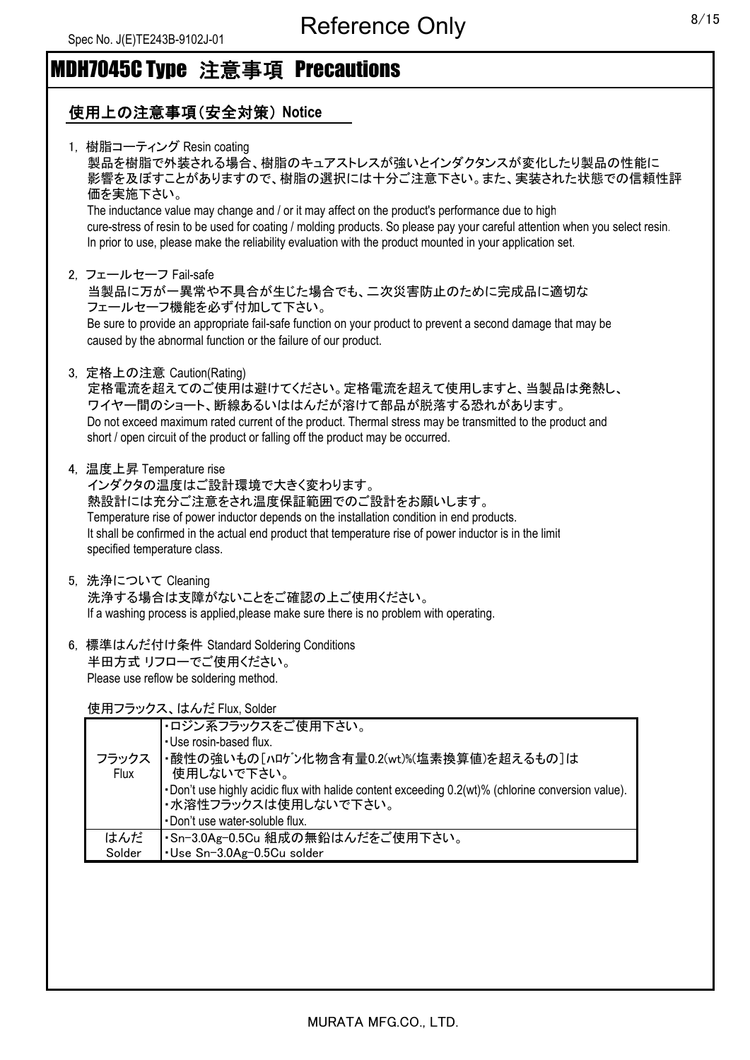# MDH7045C Type 注意事項 Precautions

## 使用上の注意事項（安全対策） Notice

1, 樹脂コーティング Resin coating

製品を樹脂で外装される場合、樹脂のキュアストレスが強いとインダクタンスが変化したり製品の性能に影響を及ぼすことがありますので、樹脂の選択には十分ご注意下さい。また、実装された状態での信頼性評価を実施下さい。

The inductance value may change and / or it may affect on the product's performance due to high cure-stress of resin to be used for coating / molding products. So please pay your careful attention when you select resin. In prior to use, please make the reliability evaluation with the product mounted in your application set.

2, フェールセーフ Fail-safe

当製品に万が一異常や不具合が生じた場合でも、二次災害防止のために完成品に適切なフェールセーフ機能を必ず付加して下さい。

Be sure to provide an appropriate fail-safe function on your product to prevent a second damage that may be caused by the abnormal function or the failure of our product.

3, 定格上の注意 Caution(Rating)

定格電流を超えてのご使用は避けてください。定格電流を超えて使用しますと、当製品は発熱し、ワイヤー間のショート、断線あるいははんだが溶けて部品が脱落する恐れがあります。

Do not exceed maximum rated current of the product. Thermal stress may be transmitted to the product and short / open circuit of the product or falling off the product may be occurred.

4, 温度上昇 Temperature rise

インダクタの温度はご設計環境で大きく変わります。
熱設計には充分ご注意をされ温度保証範囲でのご設計をお願いします。

Temperature rise of power inductor depends on the installation condition in end products.
It shall be confirmed in the actual end product that temperature rise of power inductor is in the limit specified temperature class.

5, 洗浄について Cleaning

洗浄する場合は支障がないことをご確認の上ご使用ください。

If a washing process is applied,please make sure there is no problem with operating.

6, 標準はんだ付け条件 Standard Soldering Conditions

半田方式 リフローでご使用ください。

Please use reflow be soldering method.

使用フラックス、はんだ Flux, Solder

| | |
|---|---|
| フラックス Flux | ・ロジン系フラックスをご使用下さい。<br>・Use rosin-based flux.<br>・酸性の強いもの[ﾊﾛｹﾞﾝ化物含有量0.2(wt)%(塩素換算値)を超えるもの]は使用しないで下さい。<br>・Don't use highly acidic flux with halide content exceeding 0.2(wt)% (chlorine conversion value).<br>・水溶性フラックスは使用しないで下さい。<br>・Don't use water-soluble flux. |
| はんだ Solder | ・Sn-3.0Ag-0.5Cu 組成の無鉛はんだをご使用下さい。<br>・Use Sn-3.0Ag-0.5Cu solder |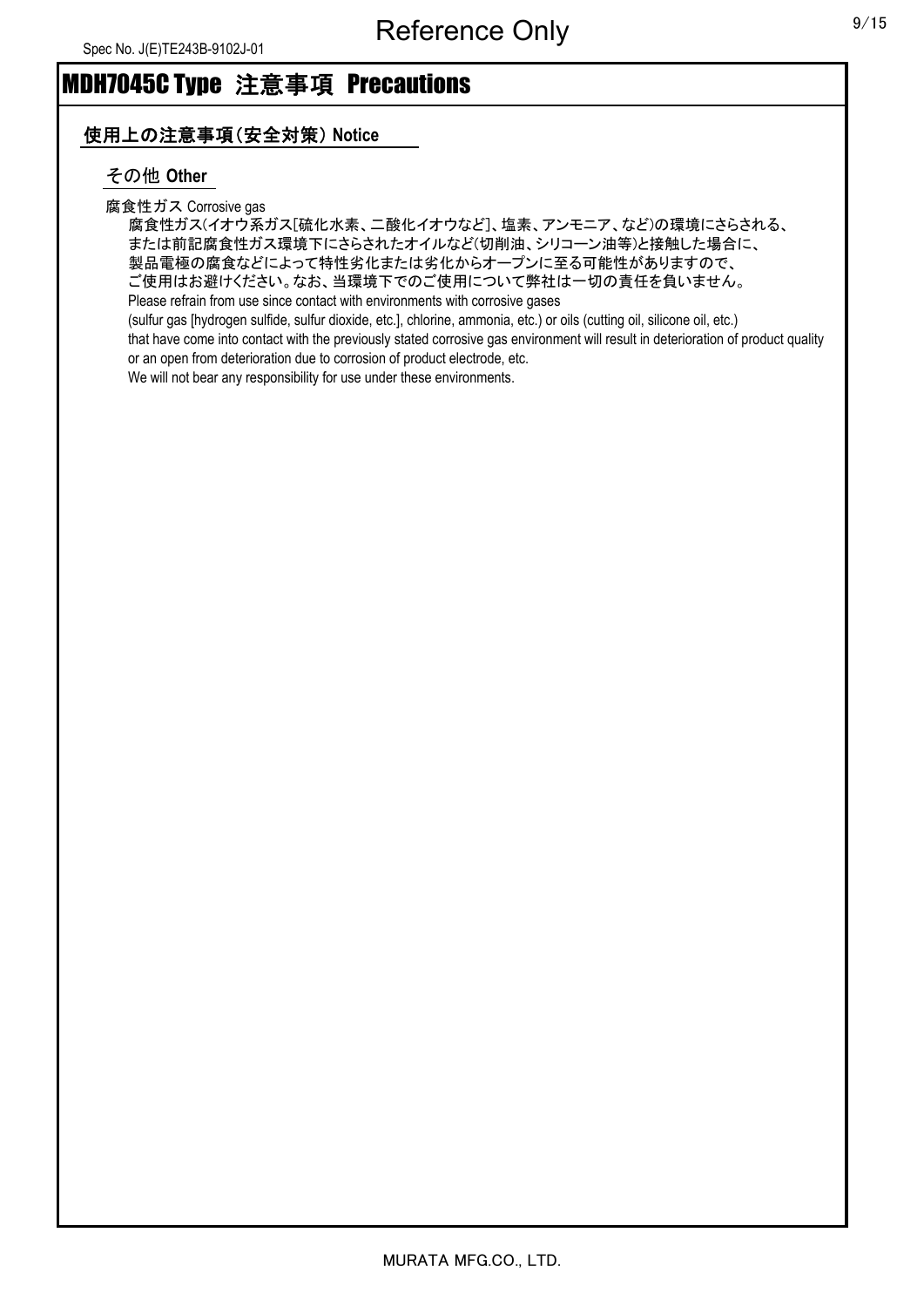# MDH7045C Type 注意事項 Precautions

## 使用上の注意事項（安全対策） Notice

### その他 Other

腐食性ガス Corrosive gas

腐食性ガス(イオウ系ガス[硫化水素、二酸化イオウなど]、塩素、アンモニア、など)の環境にさらされる、
または前記腐食性ガス環境下にさらされたオイルなど(切削油、シリコーン油等)と接触した場合に、
製品電極の腐食などによって特性劣化または劣化からオープンに至る可能性がありますので、
ご使用はお避けください。なお、当環境下でのご使用について弊社は一切の責任を負いません。
Please refrain from use since contact with environments with corrosive gases
(sulfur gas [hydrogen sulfide, sulfur dioxide, etc.], chlorine, ammonia, etc.) or oils (cutting oil, silicone oil, etc.)
that have come into contact with the previously stated corrosive gas environment will result in deterioration of product quality
or an open from deterioration due to corrosion of product electrode, etc.
We will not bear any responsibility for use under these environments.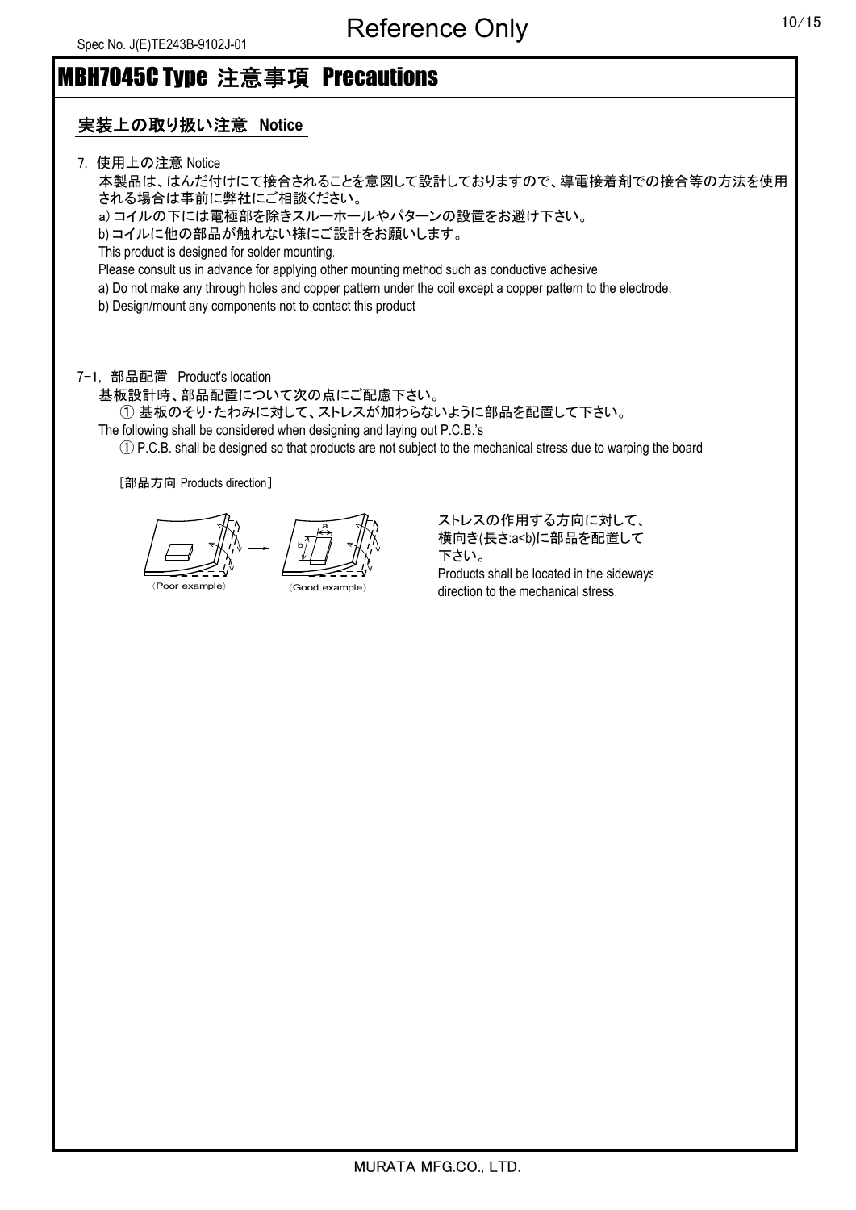# MBH7045C Type 注意事項 Precautions

## 実装上の取り扱い注意 Notice

7. 使用上の注意 Notice

本製品は、はんだ付けにて接合されることを意図して設計しておりますので、導電接着剤での接合等の方法を使用される場合は事前に弊社にご相談ください。

a) コイルの下には電極部を除きスルーホールやパターンの設置をお避け下さい。

b) コイルに他の部品が触れない様にご設計をお願いします。

This product is designed for solder mounting.

Please consult us in advance for applying other mounting method such as conductive adhesive

a) Do not make any through holes and copper pattern under the coil except a copper pattern to the electrode.

b) Design/mount any components not to contact this product

7-1. 部品配置 Product's location

基板設計時、部品配置について次の点にご配慮下さい。

① 基板のそり･たわみに対して、ストレスが加わらないように部品を配置して下さい。

The following shall be considered when designing and laying out P.C.B.'s

① P.C.B. shall be designed so that products are not subject to the mechanical stress due to warping the board

［部品方向 Products direction］

〈Poor example〉 〈Good example〉

ストレスの作用する方向に対して、横向き(長さ:a<b)に部品を配置して下さい。

Products shall be located in the sideways direction to the mechanical stress.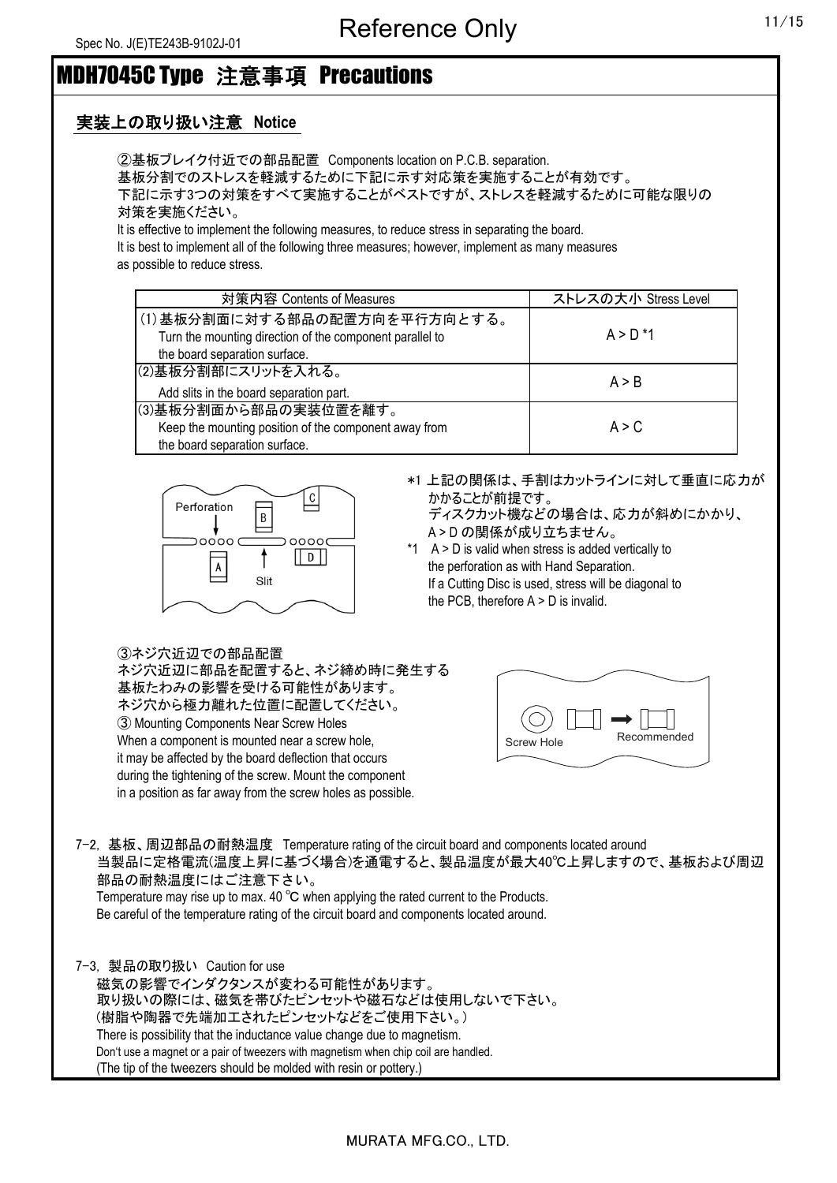# MDH7045C Type 注意事項 Precautions

## 実装上の取り扱い注意 Notice

②基板ブレイク付近での部品配置 Components location on P.C.B. separation.
基板分割でのストレスを軽減するために下記に示す対応策を実施することが有効です。
下記に示す3つの対策をすべて実施することがベストですが、ストレスを軽減するために可能な限りの対策を実施ください。
It is effective to implement the following measures, to reduce stress in separating the board.
It is best to implement all of the following three measures; however, implement as many measures as possible to reduce stress.

| 対策内容 Contents of Measures | ストレスの大小 Stress Level |
|---|---|
| (1)基板分割面に対する部品の配置方向を平行方向とする。 Turn the mounting direction of the component parallel to the board separation surface. | A > D *1 |
| (2)基板分割部にスリットを入れる。 Add slits in the board separation part. | A > B |
| (3)基板分割面から部品の実装位置を離す。 Keep the mounting position of the component away from the board separation surface. | A > C |

Perforation　B　C　A　D　Slit

*1 上記の関係は、手割はカットラインに対して垂直に応力がかかることが前提です。
ディスクカット機などの場合は、応力が斜めにかかり、A > D の関係が成り立ちません。
*1 A > D is valid when stress is added vertically to the perforation as with Hand Separation.
If a Cutting Disc is used, stress will be diagonal to the PCB, therefore A > D is invalid.

③ネジ穴近辺での部品配置
ネジ穴近辺に部品を配置すると、ネジ締め時に発生する基板たわみの影響を受ける可能性があります。
ネジ穴から極力離れた位置に配置してください。
③ Mounting Components Near Screw Holes
When a component is mounted near a screw hole, it may be affected by the board deflection that occurs during the tightening of the screw. Mount the component in a position as far away from the screw holes as possible.

Screw Hole　Recommended

7-2. 基板、周辺部品の耐熱温度 Temperature rating of the circuit board and components located around
当製品に定格電流(温度上昇に基づく場合)を通電すると、製品温度が最大40℃上昇しますので、基板および周辺部品の耐熱温度にはご注意下さい。
Temperature may rise up to max. 40 °C when applying the rated current to the Products.
Be careful of the temperature rating of the circuit board and components located around.

7-3. 製品の取り扱い Caution for use
磁気の影響でインダクタンスが変わる可能性があります。
取り扱いの際には、磁気を帯びたピンセットや磁石などは使用しないで下さい。
(樹脂や陶器で先端加工されたピンセットなどをご使用下さい。)
There is possibility that the inductance value change due to magnetism.
Don't use a magnet or a pair of tweezers with magnetism when chip coil are handled.
(The tip of the tweezers should be molded with resin or pottery.)

MURATA MFG.CO., LTD.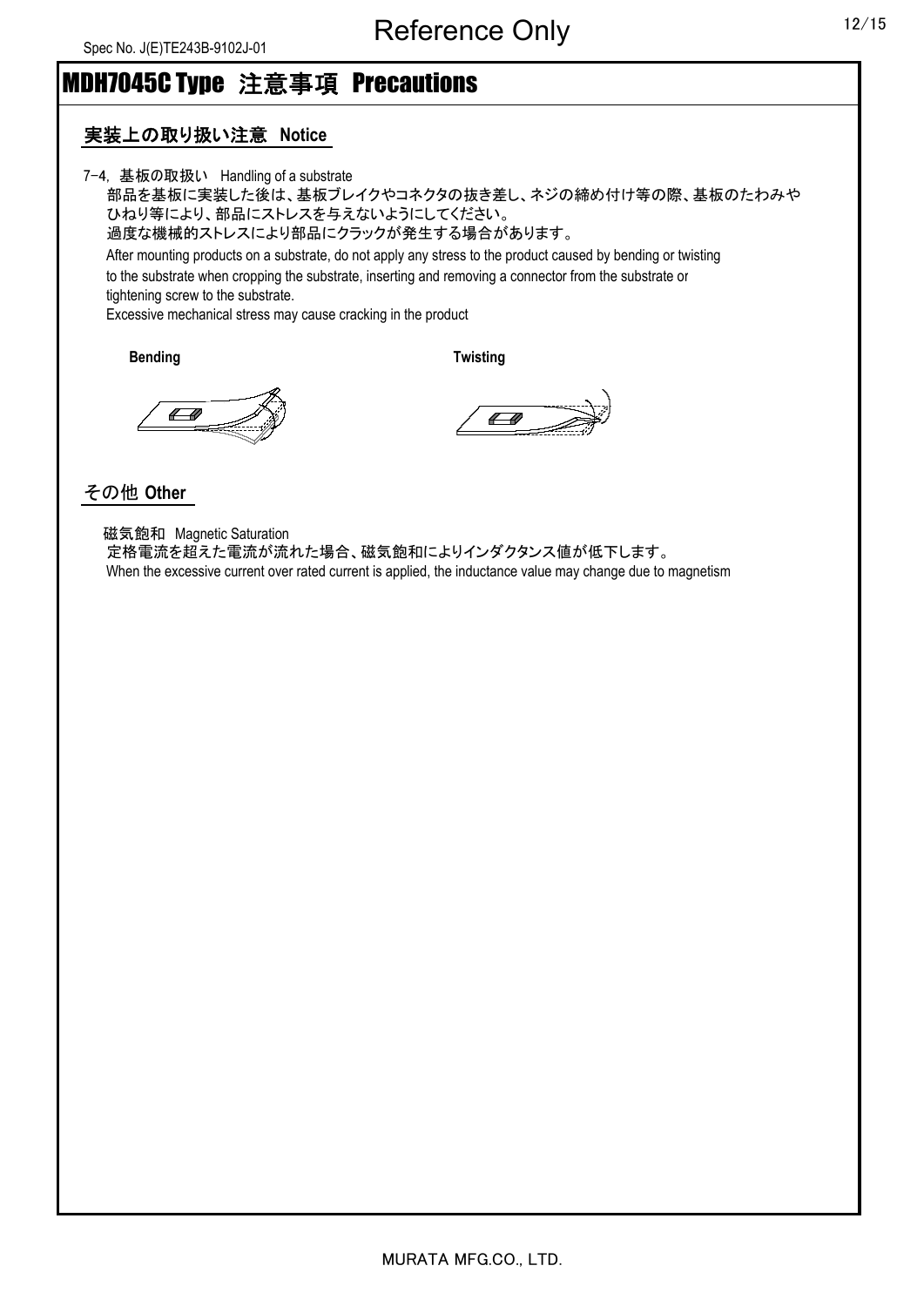# MDH7045C Type 注意事項 Precautions

## 実装上の取り扱い注意 Notice

7-4, 基板の取扱い Handling of a substrate

部品を基板に実装した後は、基板ブレイクやコネクタの抜き差し、ネジの締め付け等の際、基板のたわみやひねり等により、部品にストレスを与えないようにしてください。
過度な機械的ストレスにより部品にクラックが発生する場合があります。

After mounting products on a substrate, do not apply any stress to the product caused by bending or twisting to the substrate when cropping the substrate, inserting and removing a connector from the substrate or tightening screw to the substrate.
Excessive mechanical stress may cause cracking in the product

**Bending** **Twisting**

## その他 Other

磁気飽和 Magnetic Saturation

定格電流を超えた電流が流れた場合、磁気飽和によりインダクタンス値が低下します。
When the excessive current over rated current is applied, the inductance value may change due to magnetism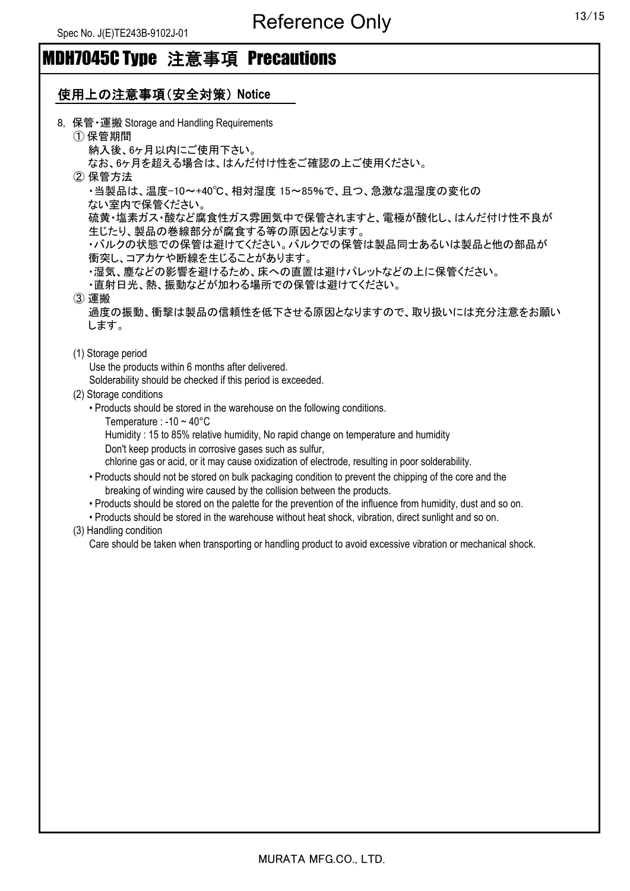# MDH7045C Type 注意事項 Precautions

## 使用上の注意事項(安全対策) Notice

8, 保管・運搬 Storage and Handling Requirements

① 保管期間

納入後、6ヶ月以内にご使用下さい。
なお、6ヶ月を超える場合は、はんだ付け性をご確認の上ご使用ください。

② 保管方法

・当製品は、温度-10～+40℃、相対湿度 15～85%で、且つ、急激な温湿度の変化のない室内で保管ください。
硫黄・塩素ガス・酸など腐食性ガス雰囲気中で保管されますと、電極が酸化し、はんだ付け性不良が生じたり、製品の巻線部分が腐食する等の原因となります。
・バルクの状態での保管は避けてください。バルクでの保管は製品同士あるいは製品と他の部品が衝突し、コアカケや断線を生じることがあります。
・湿気、塵などの影響を避けるため、床への直置は避けパレットなどの上に保管ください。
・直射日光、熱、振動などが加わる場所での保管は避けてください。

③ 運搬

過度の振動、衝撃は製品の信頼性を低下させる原因となりますので、取り扱いには充分注意をお願いします。

(1) Storage period

Use the products within 6 months after delivered.
Solderability should be checked if this period is exceeded.

(2) Storage conditions

- Products should be stored in the warehouse on the following conditions.
  Temperature : -10 ~ 40°C
  Humidity : 15 to 85% relative humidity, No rapid change on temperature and humidity
  Don't keep products in corrosive gases such as sulfur,
  chlorine gas or acid, or it may cause oxidization of electrode, resulting in poor solderability.
- Products should not be stored on bulk packaging condition to prevent the chipping of the core and the breaking of winding wire caused by the collision between the products.
- Products should be stored on the palette for the prevention of the influence from humidity, dust and so on.
- Products should be stored in the warehouse without heat shock, vibration, direct sunlight and so on.

(3) Handling condition

Care should be taken when transporting or handling product to avoid excessive vibration or mechanical shock.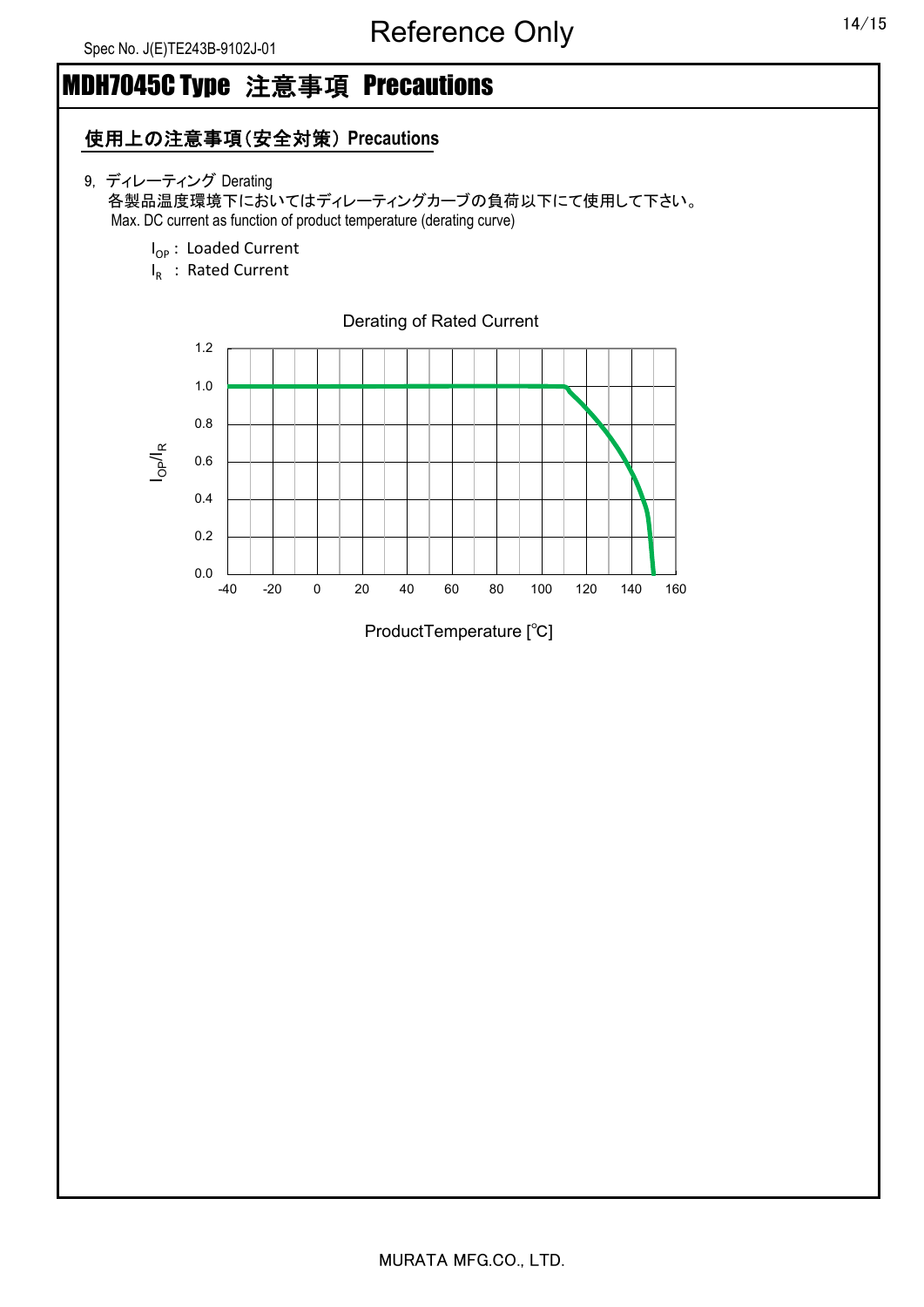# MDH7045C Type 注意事項 Precautions

## 使用上の注意事項(安全対策) Precautions

9, ディレーティング Derating

各製品温度環境下においてはディレーティングカーブの負荷以下にて使用して下さい。

Max. DC current as function of product temperature (derating curve)

$I_{OP}$ : Loaded Current

$I_R$ : Rated Current

Derating of Rated Current

$I_{OP}/I_R$

ProductTemperature [℃]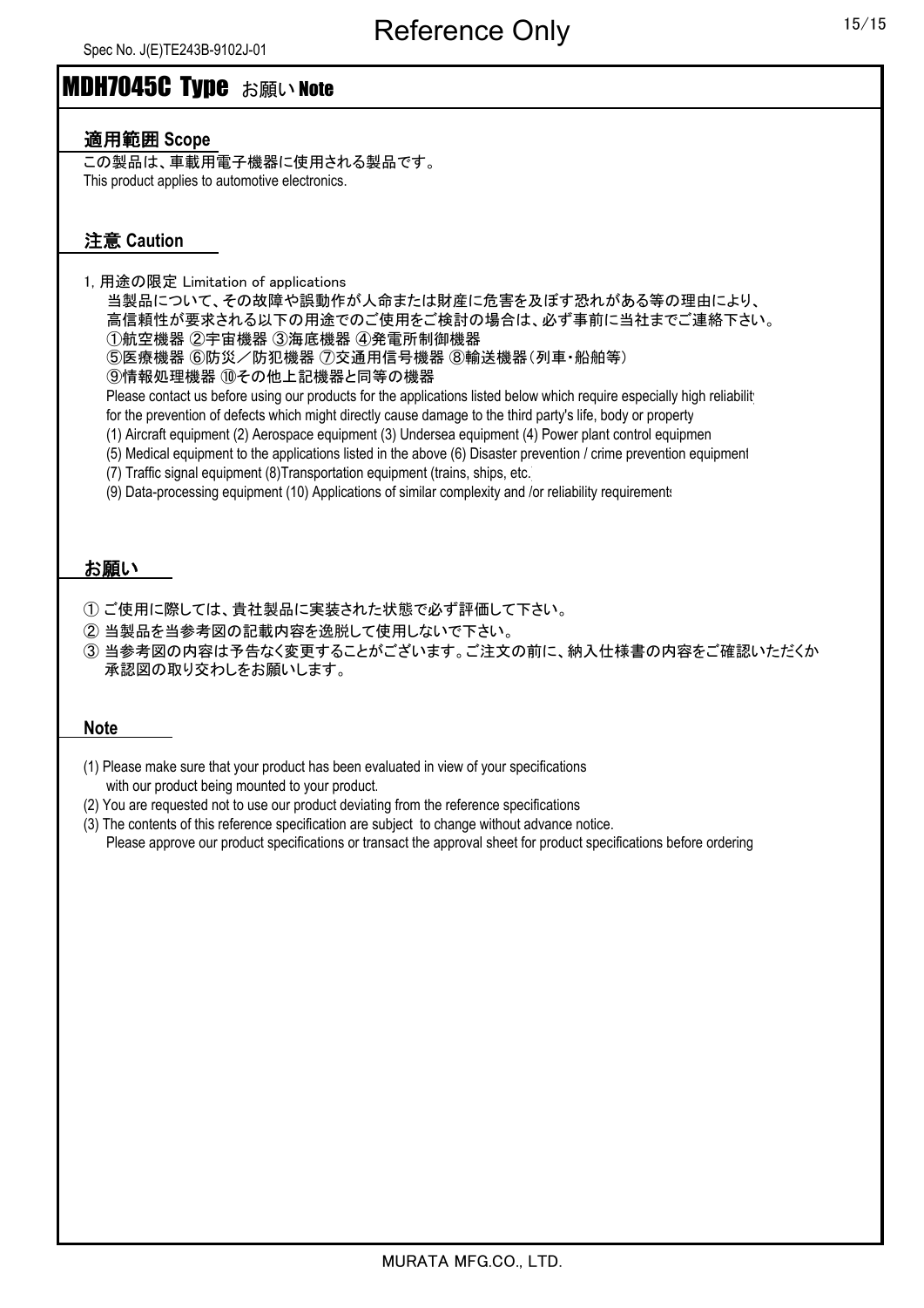## MDH7045C Type お願い Note

### 適用範囲 Scope

この製品は、車載用電子機器に使用される製品です。
This product applies to automotive electronics.

### 注意 Caution

1, 用途の限定 Limitation of applications

当製品について、その故障や誤動作が人命または財産に危害を及ぼす恐れがある等の理由により、
高信頼性が要求される以下の用途でのご使用をご検討の場合は、必ず事前に当社までご連絡下さい。
①航空機器 ②宇宙機器 ③海底機器 ④発電所制御機器
⑤医療機器 ⑥防災／防犯機器 ⑦交通用信号機器 ⑧輸送機器（列車・船舶等）
⑨情報処理機器 ⑩その他上記機器と同等の機器

Please contact us before using our products for the applications listed below which require especially high reliability
for the prevention of defects which might directly cause damage to the third party's life, body or property
(1) Aircraft equipment (2) Aerospace equipment (3) Undersea equipment (4) Power plant control equipmen
(5) Medical equipment to the applications listed in the above (6) Disaster prevention / crime prevention equipment
(7) Traffic signal equipment (8)Transportation equipment (trains, ships, etc.
(9) Data-processing equipment (10) Applications of similar complexity and /or reliability requirements

### お願い

① ご使用に際しては、貴社製品に実装された状態で必ず評価して下さい。
② 当製品を当参考図の記載内容を逸脱して使用しないで下さい。
③ 当参考図の内容は予告なく変更することがございます。ご注文の前に、納入仕様書の内容をご確認いただくか
承認図の取り交わしをお願いします。

### Note

(1) Please make sure that your product has been evaluated in view of your specifications
with our product being mounted to your product.
(2) You are requested not to use our product deviating from the reference specifications
(3) The contents of this reference specification are subject to change without advance notice.
Please approve our product specifications or transact the approval sheet for product specifications before ordering